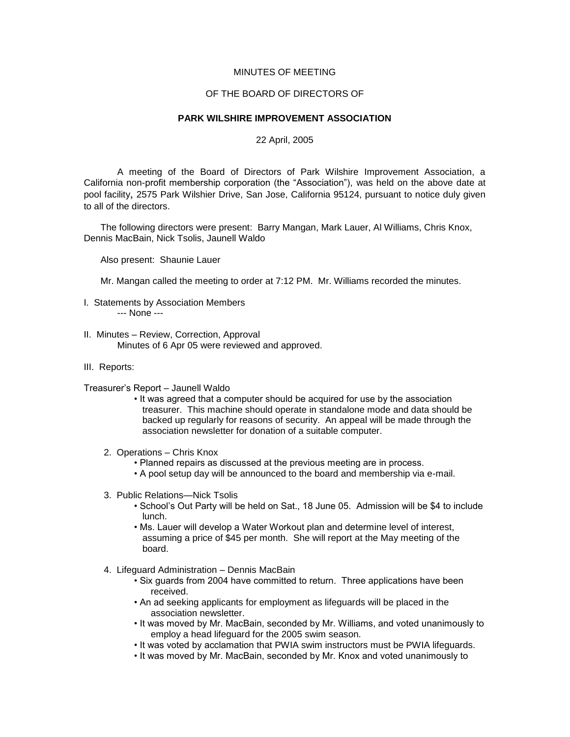MINUTES OF MEETING

OF THE BOARD OF DIRECTORS OF

**PARK WILSHIRE IMPROVEMENT ASSOCIATION**

22 April, 2005

A meeting of the Board of Directors of Park Wilshire Improvement Association, a California non-profit membership corporation (the "Association"), was held on the above date at pool facility**,** 2575 Park Wilshier Drive, San Jose, California 95124, pursuant to notice duly given to all of the directors.

The following directors were present: Barry Mangan, Mark Lauer, Al Williams, Chris Knox, Dennis MacBain, Nick Tsolis, Jaunell Waldo

Also present: Shaunie Lauer

Mr. Mangan called the meeting to order at 7:12 PM. Mr. Williams recorded the minutes.

I. Statements by Association Members

--- None ---

II. Minutes – Review, Correction, Approval

Minutes of 6 Apr 05 were reviewed and approved.

III. Reports:

Treasurer's Report – Jaunell Waldo

- It was agreed that a computer should be acquired for use by the association treasurer. This machine should operate in standalone mode and data should be backed up regularly for reasons of security. An appeal will be made through the association newsletter for donation of a suitable computer.

2. Operations – Chris Knox
   - Planned repairs as discussed at the previous meeting are in process.
   - A pool setup day will be announced to the board and membership via e-mail.

3. Public Relations—Nick Tsolis
   - School's Out Party will be held on Sat., 18 June 05. Admission will be $4 to include lunch.
   - Ms. Lauer will develop a Water Workout plan and determine level of interest, assuming a price of $45 per month. She will report at the May meeting of the board.

4. Lifeguard Administration – Dennis MacBain
   - Six guards from 2004 have committed to return. Three applications have been received.
   - An ad seeking applicants for employment as lifeguards will be placed in the association newsletter.
   - It was moved by Mr. MacBain, seconded by Mr. Williams, and voted unanimously to employ a head lifeguard for the 2005 swim season.
   - It was voted by acclamation that PWIA swim instructors must be PWIA lifeguards.
   - It was moved by Mr. MacBain, seconded by Mr. Knox and voted unanimously to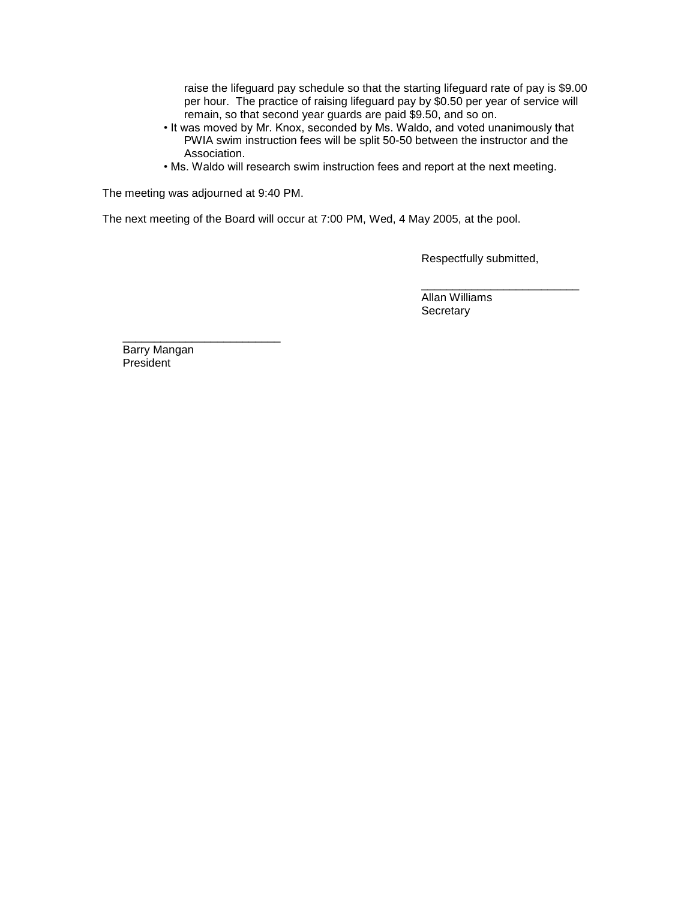raise the lifeguard pay schedule so that the starting lifeguard rate of pay is $9.00 per hour. The practice of raising lifeguard pay by $0.50 per year of service will remain, so that second year guards are paid $9.50, and so on.

- It was moved by Mr. Knox, seconded by Ms. Waldo, and voted unanimously that PWIA swim instruction fees will be split 50-50 between the instructor and the Association.
- Ms. Waldo will research swim instruction fees and report at the next meeting.

The meeting was adjourned at 9:40 PM.

The next meeting of the Board will occur at 7:00 PM, Wed, 4 May 2005, at the pool.

Respectfully submitted,

_________________________

Allan Williams
Secretary

_________________________

Barry Mangan
President